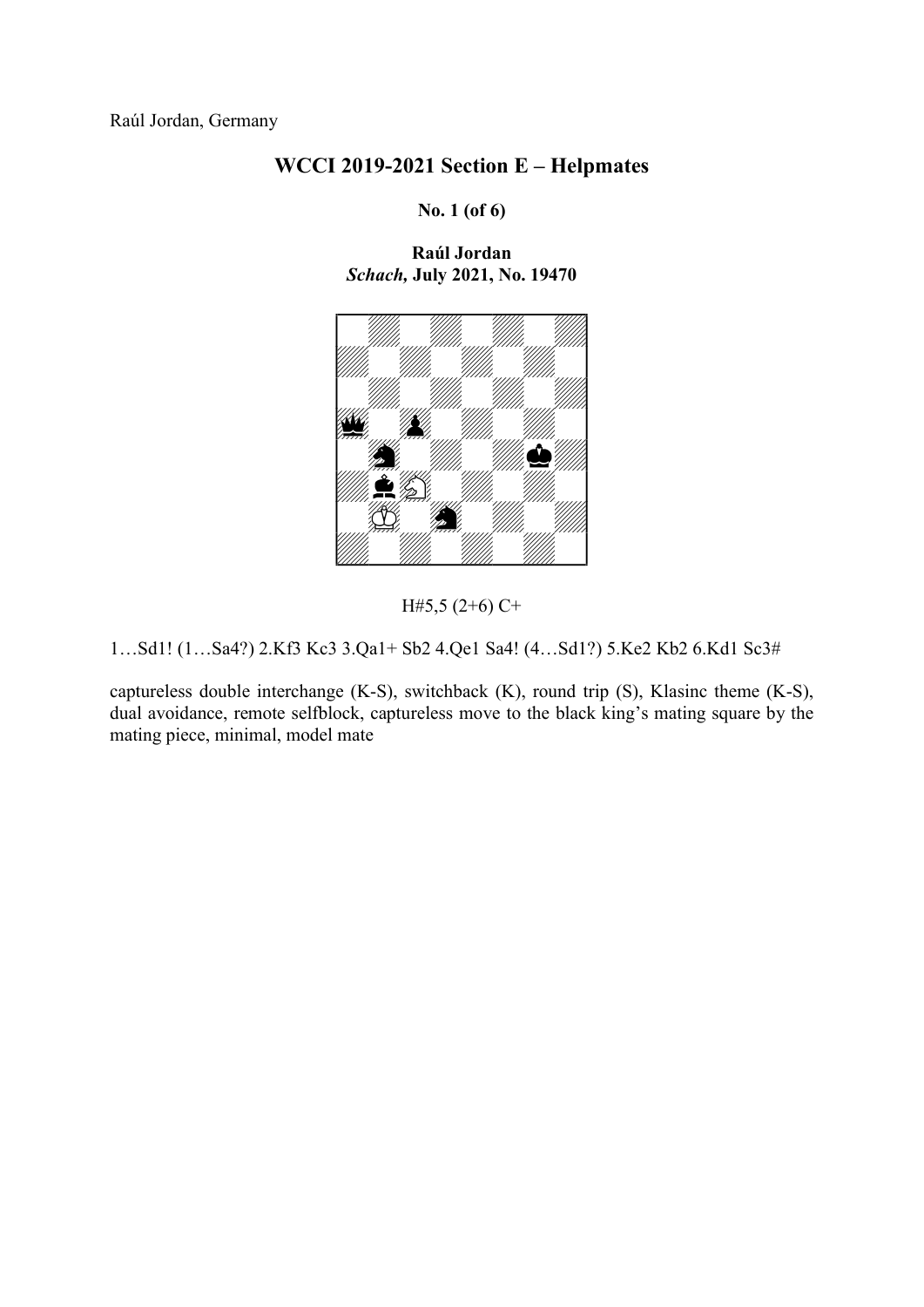Raúl Jordan, Germany

## WCCI 2019-2021 Section E – Helpmates

**No. 1 (of 6)**

**Raúl Jordan**
***Schach,* July 2021, No. 19470**

H#5,5 (2+6) C+

1…Sd1! (1…Sa4?) 2.Kf3 Kc3 3.Qa1+ Sb2 4.Qe1 Sa4! (4…Sd1?) 5.Ke2 Kb2 6.Kd1 Sc3#

captureless double interchange (K-S), switchback (K), round trip (S), Klasinc theme (K-S), dual avoidance, remote selfblock, captureless move to the black king's mating square by the mating piece, minimal, model mate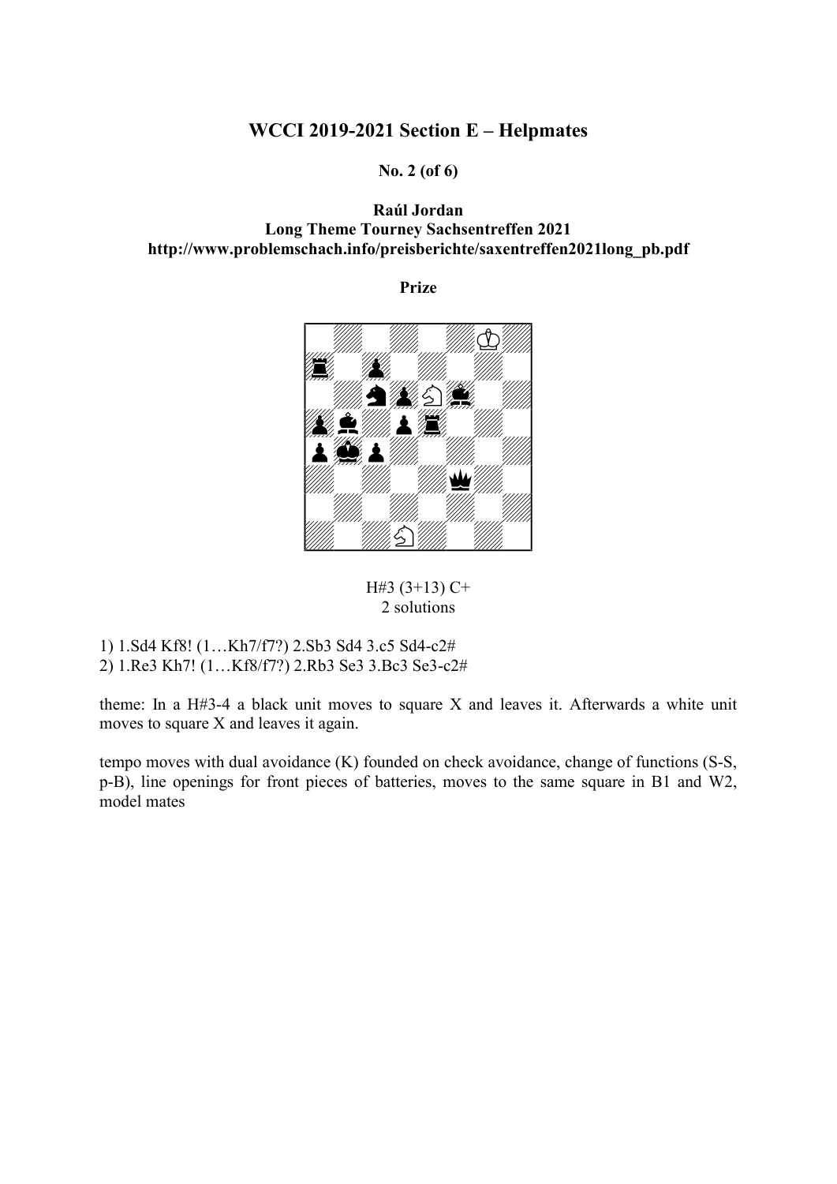## WCCI 2019-2021 Section E – Helpmates

**No. 2 (of 6)**

**Raúl Jordan**
**Long Theme Tourney Sachsentreffen 2021**
**http://www.problemschach.info/preisberichte/saxentreffen2021long_pb.pdf**

**Prize**

H#3 (3+13) C+
2 solutions

1) 1.Sd4 Kf8! (1…Kh7/f7?) 2.Sb3 Sd4 3.c5 Sd4-c2#
2) 1.Re3 Kh7! (1…Kf8/f7?) 2.Rb3 Se3 3.Bc3 Se3-c2#

theme: In a H#3-4 a black unit moves to square X and leaves it. Afterwards a white unit moves to square X and leaves it again.

tempo moves with dual avoidance (K) founded on check avoidance, change of functions (S-S, p-B), line openings for front pieces of batteries, moves to the same square in B1 and W2, model mates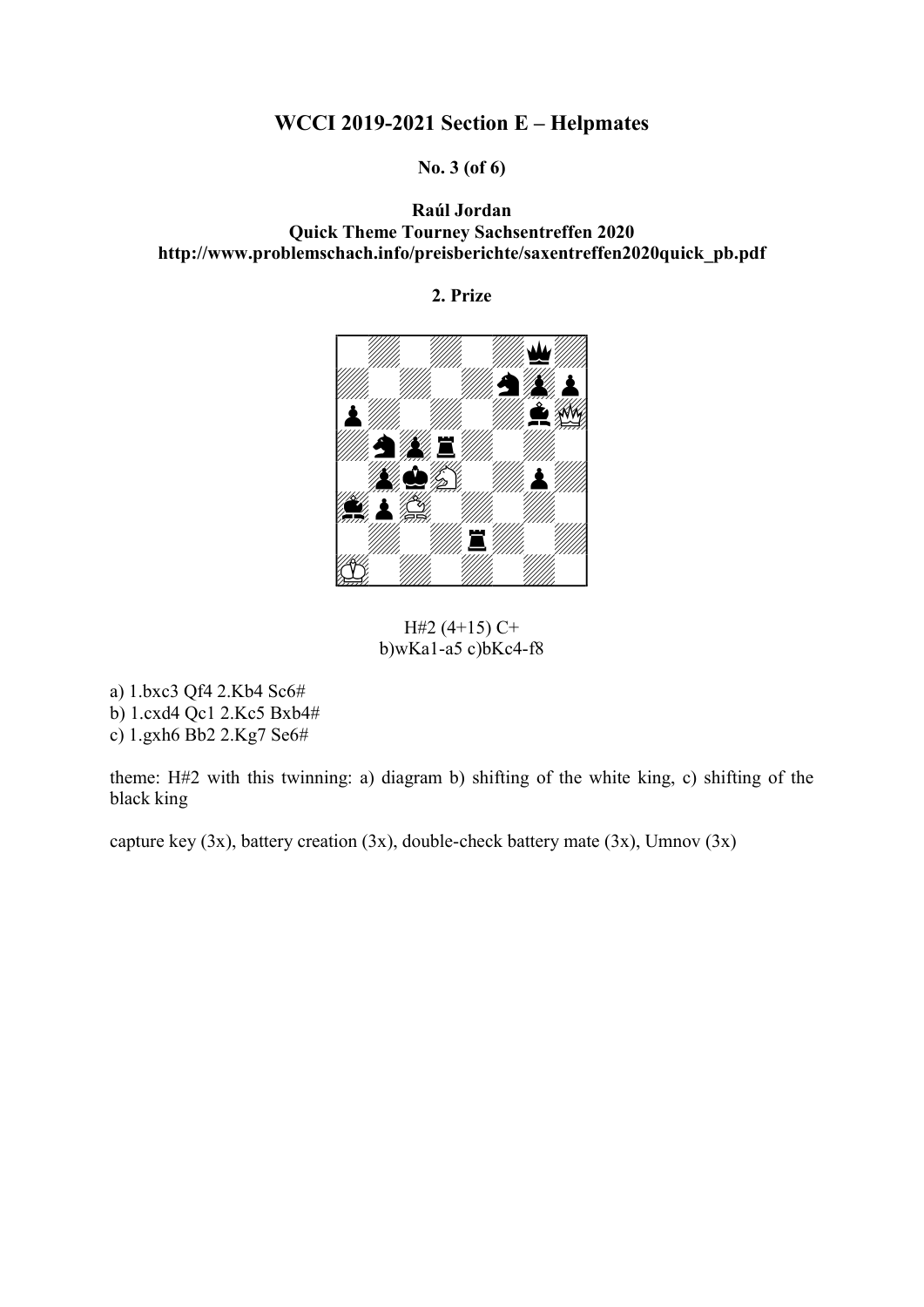# WCCI 2019-2021 Section E – Helpmates

**No. 3 (of 6)**

**Raúl Jordan**
**Quick Theme Tourney Sachsentreffen 2020**
**http://www.problemschach.info/preisberichte/saxentreffen2020quick_pb.pdf**

**2. Prize**

H#2 (4+15) C+
b)wKa1-a5 c)bKc4-f8

a) 1.bxc3 Qf4 2.Kb4 Sc6#
b) 1.cxd4 Qc1 2.Kc5 Bxb4#
c) 1.gxh6 Bb2 2.Kg7 Se6#

theme: H#2 with this twinning: a) diagram b) shifting of the white king, c) shifting of the black king

capture key (3x), battery creation (3x), double-check battery mate (3x), Umnov (3x)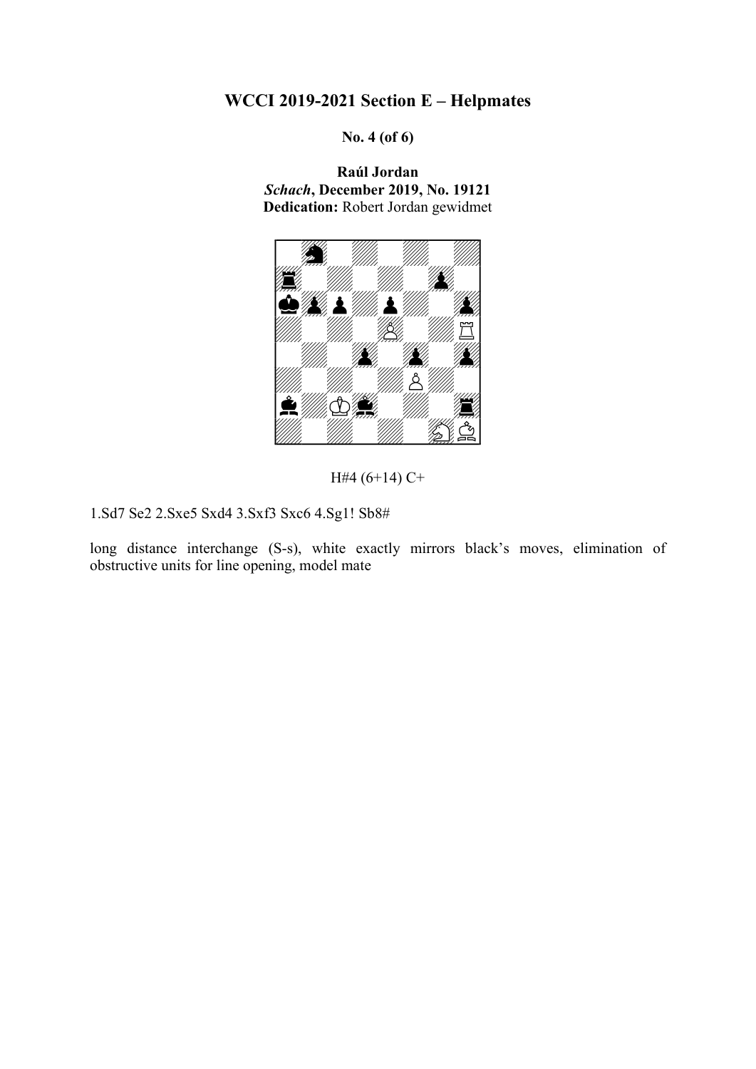# WCCI 2019-2021 Section E – Helpmates

**No. 4 (of 6)**

**Raúl Jordan**
***Schach*, December 2019, No. 19121**
**Dedication:** Robert Jordan gewidmet

H#4 (6+14) C+

1.Sd7 Se2 2.Sxe5 Sxd4 3.Sxf3 Sxc6 4.Sg1! Sb8#

long distance interchange (S-s), white exactly mirrors black's moves, elimination of obstructive units for line opening, model mate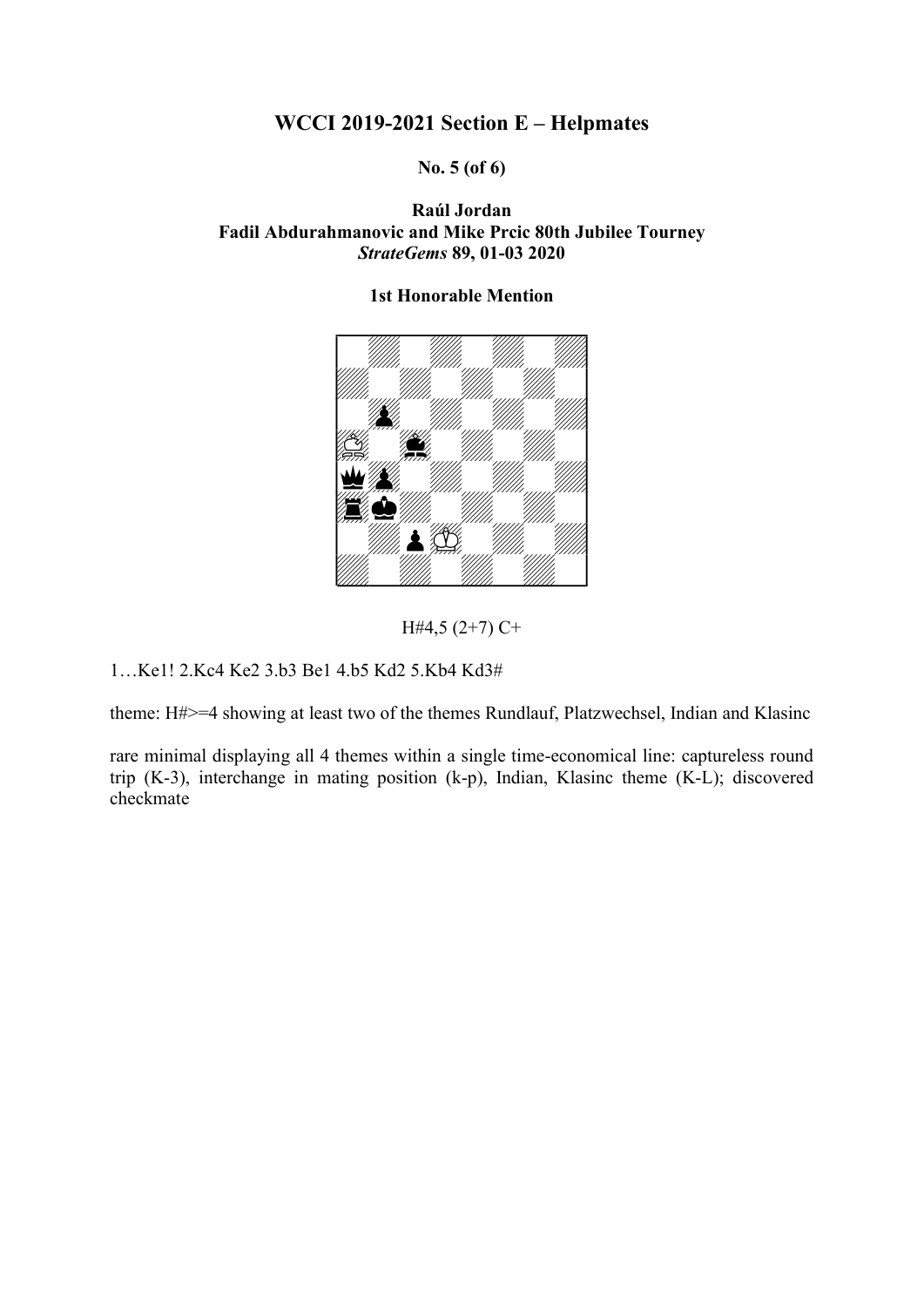# WCCI 2019-2021 Section E – Helpmates

**No. 5 (of 6)**

**Raúl Jordan**
**Fadil Abdurahmanovic and Mike Prcic 80th Jubilee Tourney**
***StrateGems* 89, 01-03 2020**

**1st Honorable Mention**

H#4,5 (2+7) C+

1…Ke1! 2.Kc4 Ke2 3.b3 Be1 4.b5 Kd2 5.Kb4 Kd3#

theme: H#>=4 showing at least two of the themes Rundlauf, Platzwechsel, Indian and Klasinc

rare minimal displaying all 4 themes within a single time-economical line: captureless round trip (K-3), interchange in mating position (k-p), Indian, Klasinc theme (K-L); discovered checkmate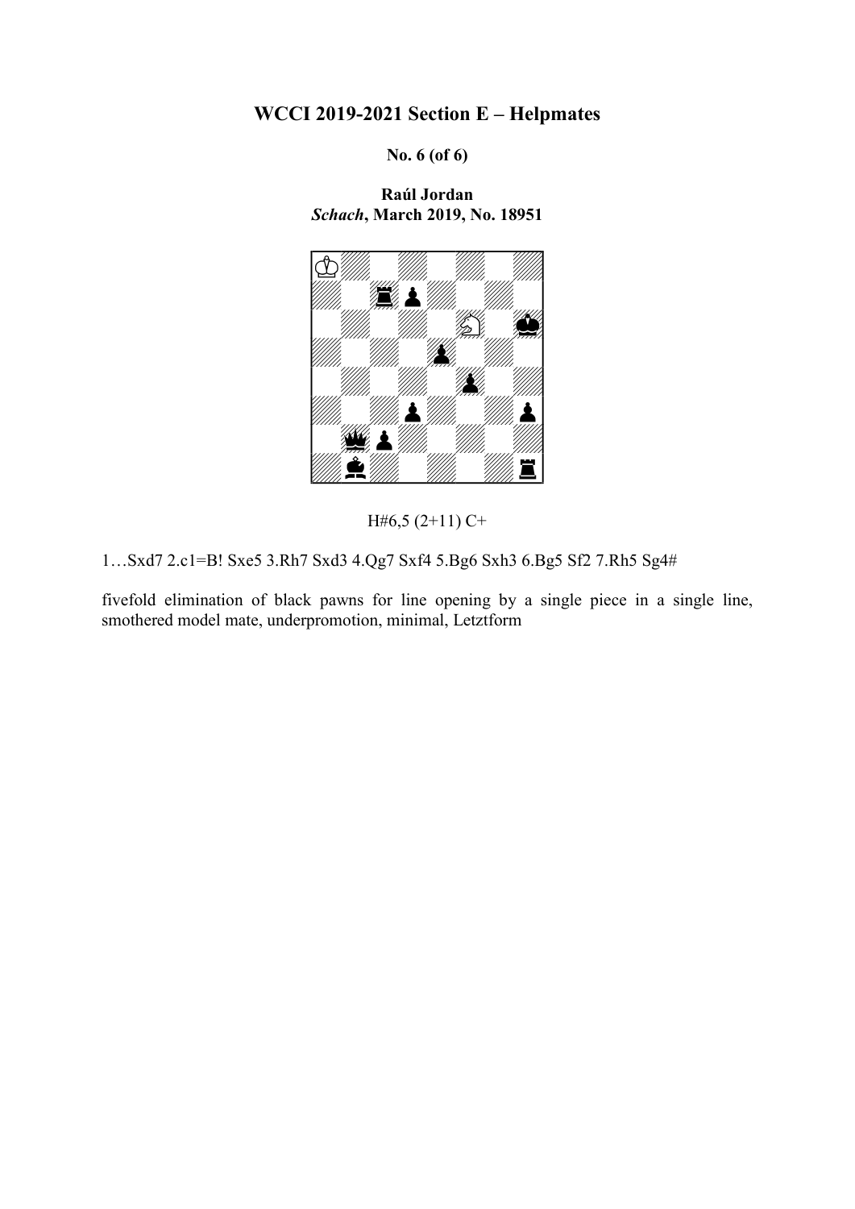# WCCI 2019-2021 Section E – Helpmates

**No. 6 (of 6)**

**Raúl Jordan**
***Schach*, March 2019, No. 18951**

H#6,5 (2+11) C+

1…Sxd7 2.c1=B! Sxe5 3.Rh7 Sxd3 4.Qg7 Sxf4 5.Bg6 Sxh3 6.Bg5 Sf2 7.Rh5 Sg4#

fivefold elimination of black pawns for line opening by a single piece in a single line, smothered model mate, underpromotion, minimal, Letztform